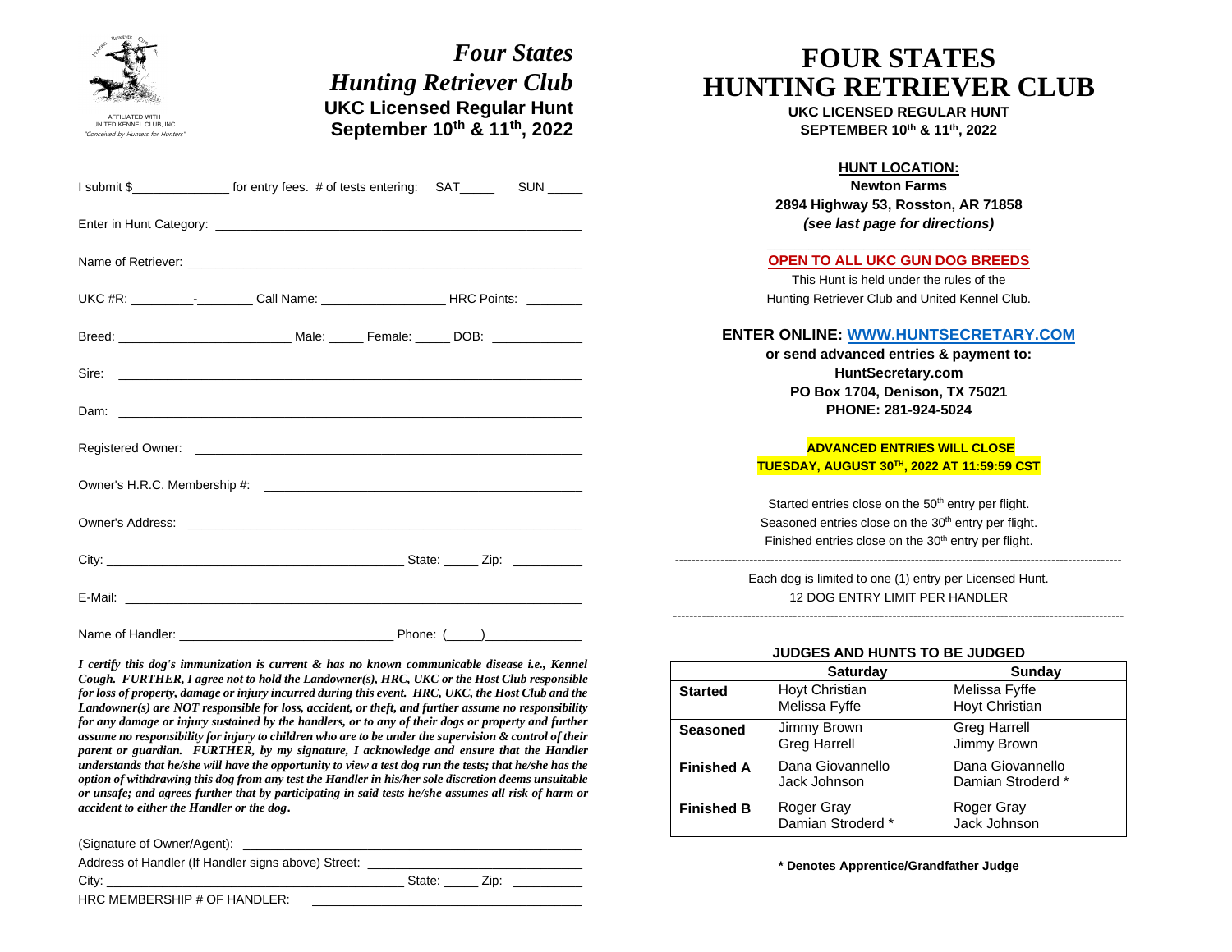AFFILIATED WITH
UNITED KENNEL CLUB, INC
*"Conceived by Hunters for Hunters"*

## *Four States Hunting Retriever Club*

**UKC Licensed Regular Hunt**
**September 10th & 11th, 2022**

I submit $______________ for entry fees. # of tests entering: SAT_____ SUN _____

Enter in Hunt Category: ______________________________

Name of Retriever: ______________________________

UKC #R: _________-________ Call Name: _________________ HRC Points: ________

Breed: ________________________ Male: _____ Female: _____ DOB: _____________

Sire: ______________________________

Dam: ______________________________

Registered Owner: ______________________________

Owner's H.R.C. Membership #: ______________________________

Owner's Address: ______________________________

City: ___________________________________________ State: _____ Zip: __________

E-Mail: ______________________________

Name of Handler: ______________________________ Phone: (_____)______________

***I certify this dog's immunization is current & has no known communicable disease i.e., Kennel Cough. FURTHER, I agree not to hold the Landowner(s), HRC, UKC or the Host Club responsible for loss of property, damage or injury incurred during this event. HRC, UKC, the Host Club and the Landowner(s) are NOT responsible for loss, accident, or theft, and further assume no responsibility for any damage or injury sustained by the handlers, or to any of their dogs or property and further assume no responsibility for injury to children who are to be under the supervision & control of their parent or guardian. FURTHER, by my signature, I acknowledge and ensure that the Handler understands that he/she will have the opportunity to view a test dog run the tests; that he/she has the option of withdrawing this dog from any test the Handler in his/her sole discretion deems unsuitable or unsafe; and agrees further that by participating in said tests he/she assumes all risk of harm or accident to either the Handler or the dog.***

(Signature of Owner/Agent): ______________________________

Address of Handler (If Handler signs above) Street: ______________________________

City: ___________________________________________ State: _____ Zip: __________

HRC MEMBERSHIP # OF HANDLER: ______________________________

# FOUR STATES HUNTING RETRIEVER CLUB

**UKC LICENSED REGULAR HUNT**
**SEPTEMBER 10th & 11th, 2022**

**HUNT LOCATION:**
**Newton Farms**
**2894 Highway 53, Rosston, AR 71858**
***(see last page for directions)***

**OPEN TO ALL UKC GUN DOG BREEDS**

This Hunt is held under the rules of the
Hunting Retriever Club and United Kennel Club.

**ENTER ONLINE: WWW.HUNTSECRETARY.COM**
**or send advanced entries & payment to:**
**HuntSecretary.com**
**PO Box 1704, Denison, TX 75021**
**PHONE: 281-924-5024**

**ADVANCED ENTRIES WILL CLOSE**
**TUESDAY, AUGUST 30TH, 2022 AT 11:59:59 CST**

Started entries close on the 50th entry per flight.
Seasoned entries close on the 30th entry per flight.
Finished entries close on the 30th entry per flight.

---

Each dog is limited to one (1) entry per Licensed Hunt.
12 DOG ENTRY LIMIT PER HANDLER

---

**JUDGES AND HUNTS TO BE JUDGED**

| | Saturday | Sunday |
|---|---|---|
| **Started** | Hoyt Christian<br>Melissa Fyffe | Melissa Fyffe<br>Hoyt Christian |
| **Seasoned** | Jimmy Brown<br>Greg Harrell | Greg Harrell<br>Jimmy Brown |
| **Finished A** | Dana Giovannello<br>Jack Johnson | Dana Giovannello<br>Damian Stroderd * |
| **Finished B** | Roger Gray<br>Damian Stroderd * | Roger Gray<br>Jack Johnson |

**\* Denotes Apprentice/Grandfather Judge**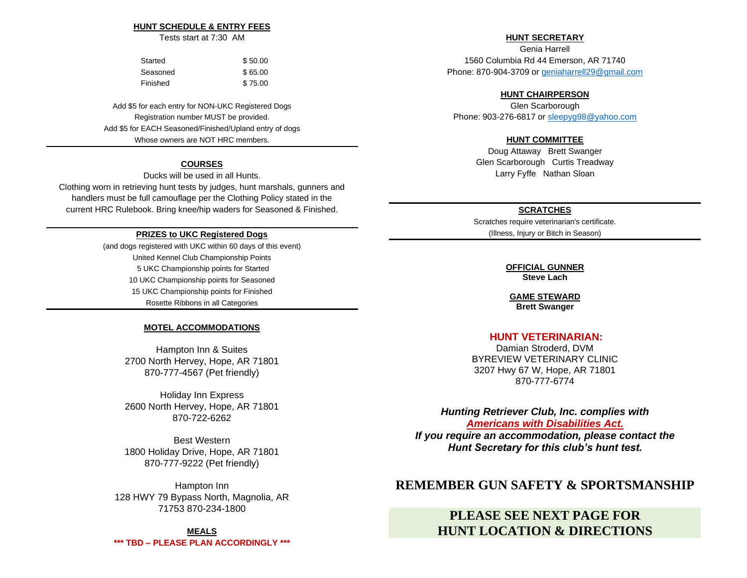## HUNT SCHEDULE & ENTRY FEES

Tests start at 7:30 AM

| | |
|---|---|
| Started | $ 50.00 |
| Seasoned | $ 65.00 |
| Finished | $ 75.00 |

Add $5 for each entry for NON-UKC Registered Dogs
Registration number MUST be provided.
Add $5 for EACH Seasoned/Finished/Upland entry of dogs
Whose owners are NOT HRC members.

## COURSES

Ducks will be used in all Hunts.
Clothing worn in retrieving hunt tests by judges, hunt marshals, gunners and handlers must be full camouflage per the Clothing Policy stated in the current HRC Rulebook. Bring knee/hip waders for Seasoned & Finished.

## PRIZES to UKC Registered Dogs

(and dogs registered with UKC within 60 days of this event)
United Kennel Club Championship Points
5 UKC Championship points for Started
10 UKC Championship points for Seasoned
15 UKC Championship points for Finished
Rosette Ribbons in all Categories

## MOTEL ACCOMMODATIONS

Hampton Inn & Suites
2700 North Hervey, Hope, AR 71801
870-777-4567 (Pet friendly)

Holiday Inn Express
2600 North Hervey, Hope, AR 71801
870-722-6262

Best Western
1800 Holiday Drive, Hope, AR 71801
870-777-9222 (Pet friendly)

Hampton Inn
128 HWY 79 Bypass North, Magnolia, AR
71753 870-234-1800

## MEALS

**\*\*\* TBD – PLEASE PLAN ACCORDINGLY \*\*\***

## HUNT SECRETARY

Genia Harrell
1560 Columbia Rd 44 Emerson, AR 71740
Phone: 870-904-3709 or geniaharrell29@gmail.com

## HUNT CHAIRPERSON

Glen Scarborough
Phone: 903-276-6817 or sleepyg98@yahoo.com

## HUNT COMMITTEE

Doug Attaway Brett Swanger
Glen Scarborough Curtis Treadway
Larry Fyffe Nathan Sloan

## SCRATCHES

Scratches require veterinarian's certificate.
(Illness, Injury or Bitch in Season)

## OFFICIAL GUNNER

**Steve Lach**

## GAME STEWARD

**Brett Swanger**

## HUNT VETERINARIAN:

Damian Stroderd, DVM
BYREVIEW VETERINARY CLINIC
3207 Hwy 67 W, Hope, AR 71801
870-777-6774

***Hunting Retriever Club, Inc. complies with Americans with Disabilities Act.
If you require an accommodation, please contact the Hunt Secretary for this club's hunt test.***

## REMEMBER GUN SAFETY & SPORTSMANSHIP

## PLEASE SEE NEXT PAGE FOR HUNT LOCATION & DIRECTIONS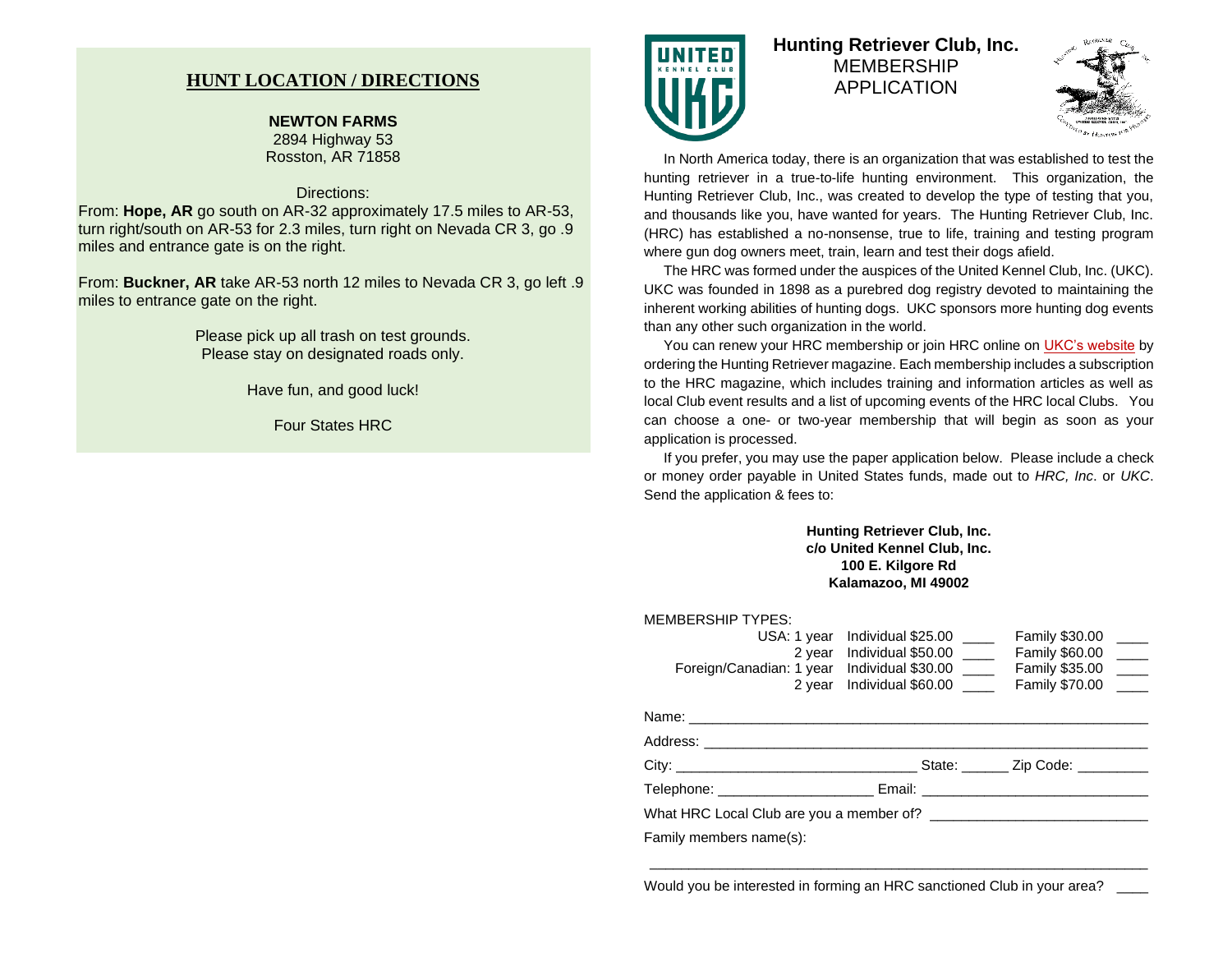## HUNT LOCATION / DIRECTIONS

**NEWTON FARMS**
2894 Highway 53
Rosston, AR 71858

Directions:

From: **Hope, AR** go south on AR-32 approximately 17.5 miles to AR-53, turn right/south on AR-53 for 2.3 miles, turn right on Nevada CR 3, go .9 miles and entrance gate is on the right.

From: **Buckner, AR** take AR-53 north 12 miles to Nevada CR 3, go left .9 miles to entrance gate on the right.

Please pick up all trash on test grounds.
Please stay on designated roads only.

Have fun, and good luck!

Four States HRC

## Hunting Retriever Club, Inc.
MEMBERSHIP APPLICATION

In North America today, there is an organization that was established to test the hunting retriever in a true-to-life hunting environment. This organization, the Hunting Retriever Club, Inc., was created to develop the type of testing that you, and thousands like you, have wanted for years. The Hunting Retriever Club, Inc. (HRC) has established a no-nonsense, true to life, training and testing program where gun dog owners meet, train, learn and test their dogs afield.

The HRC was formed under the auspices of the United Kennel Club, Inc. (UKC). UKC was founded in 1898 as a purebred dog registry devoted to maintaining the inherent working abilities of hunting dogs. UKC sponsors more hunting dog events than any other such organization in the world.

You can renew your HRC membership or join HRC online on UKC's website by ordering the Hunting Retriever magazine. Each membership includes a subscription to the HRC magazine, which includes training and information articles as well as local Club event results and a list of upcoming events of the HRC local Clubs. You can choose a one- or two-year membership that will begin as soon as your application is processed.

If you prefer, you may use the paper application below. Please include a check or money order payable in United States funds, made out to *HRC, Inc*. or *UKC*. Send the application & fees to:

**Hunting Retriever Club, Inc.**
**c/o United Kennel Club, Inc.**
**100 E. Kilgore Rd**
**Kalamazoo, MI 49002**

MEMBERSHIP TYPES:

| | | | | | |
|---|---|---|---|---|---|
| USA: | 1 year | Individual $25.00 | ____ | Family $30.00 | ____ |
| | 2 year | Individual $50.00 | ____ | Family $60.00 | ____ |
| Foreign/Canadian: | 1 year | Individual $30.00 | ____ | Family $35.00 | ____ |
| | 2 year | Individual $60.00 | ____ | Family $70.00 | ____ |

Name: ____________________________________________________________

Address: __________________________________________________________

City: ______________________________ State: ______ Zip Code: _________

Telephone: ____________________ Email: ______________________________

What HRC Local Club are you a member of? ___________________________

Family members name(s):

_________________________________________________________________

Would you be interested in forming an HRC sanctioned Club in your area? ____